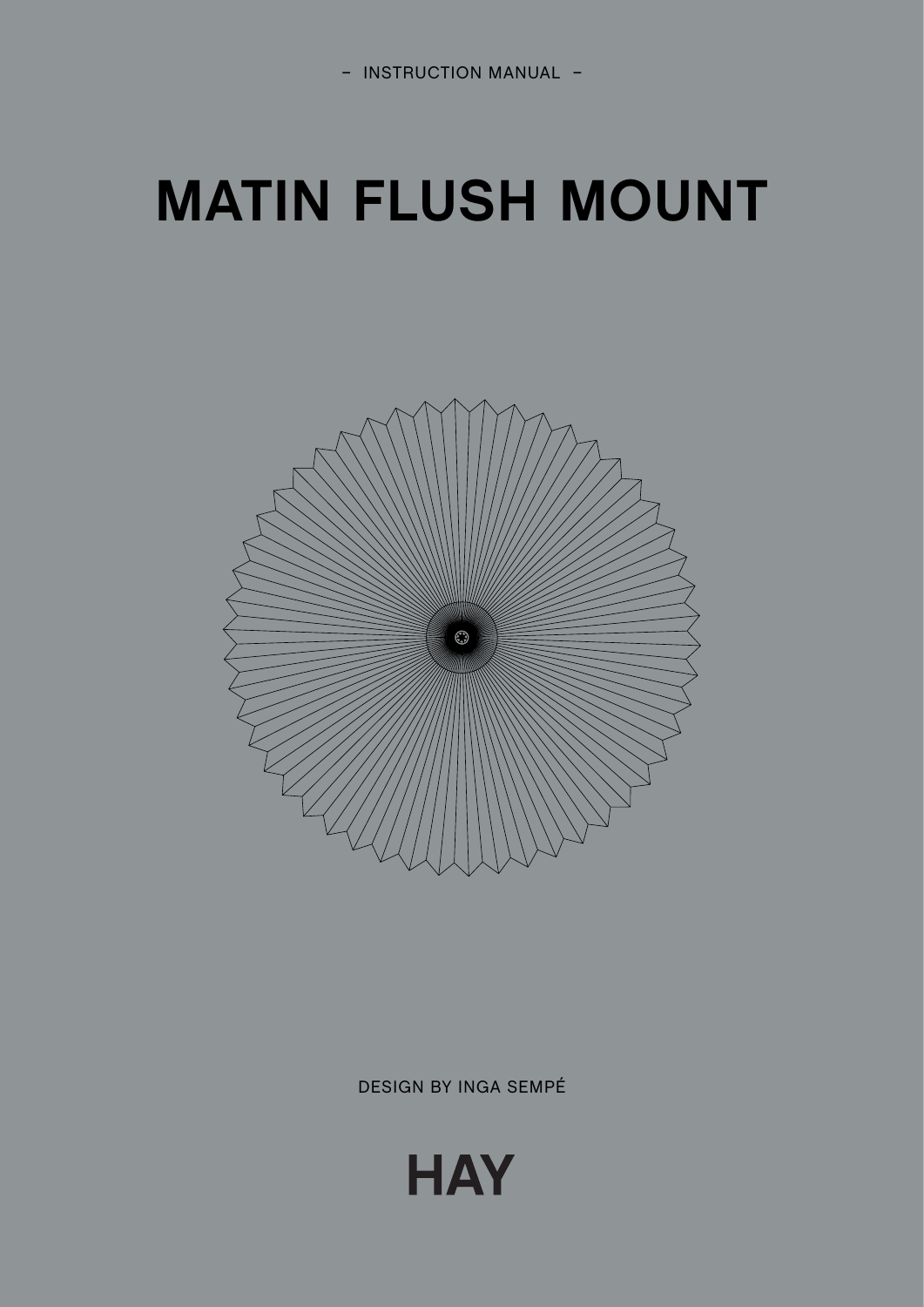– INSTRUCTION MANUAL –

# MATIN FLUSH MOUNT

DESIGN BY INGA SEMPÉ

HAY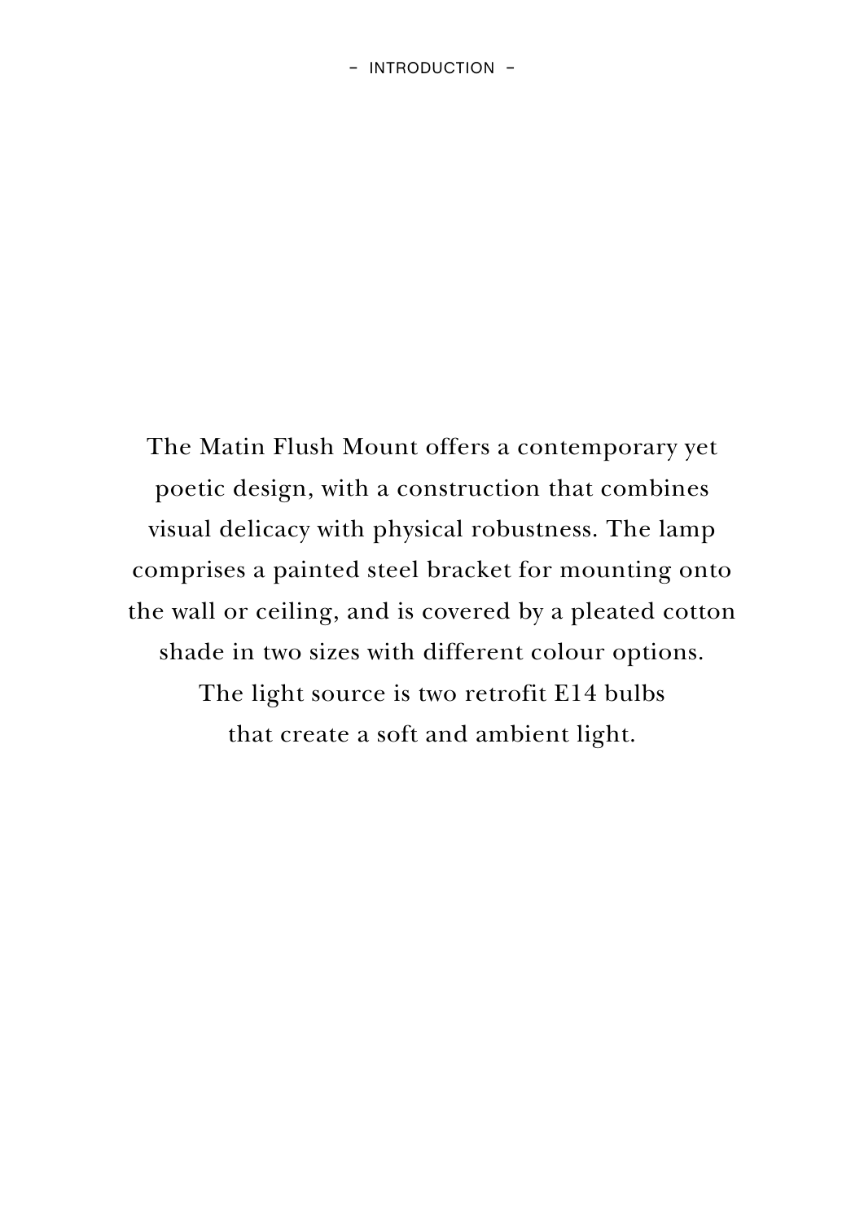## – INTRODUCTION –

The Matin Flush Mount offers a contemporary yet poetic design, with a construction that combines visual delicacy with physical robustness. The lamp comprises a painted steel bracket for mounting onto the wall or ceiling, and is covered by a pleated cotton shade in two sizes with different colour options. The light source is two retrofit E14 bulbs that create a soft and ambient light.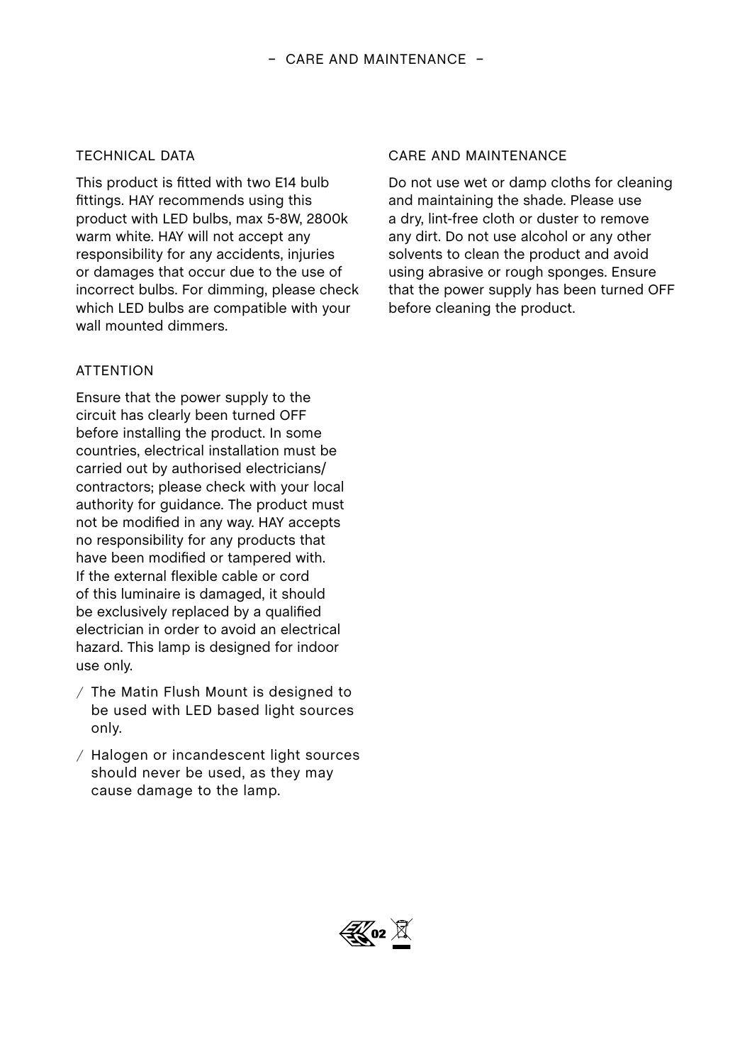# – CARE AND MAINTENANCE –

## TECHNICAL DATA

This product is fitted with two E14 bulb fittings. HAY recommends using this product with LED bulbs, max 5-8W, 2800k warm white. HAY will not accept any responsibility for any accidents, injuries or damages that occur due to the use of incorrect bulbs. For dimming, please check which LED bulbs are compatible with your wall mounted dimmers.

## ATTENTION

Ensure that the power supply to the circuit has clearly been turned OFF before installing the product. In some countries, electrical installation must be carried out by authorised electricians/ contractors; please check with your local authority for guidance. The product must not be modified in any way. HAY accepts no responsibility for any products that have been modified or tampered with. If the external flexible cable or cord of this luminaire is damaged, it should be exclusively replaced by a qualified electrician in order to avoid an electrical hazard. This lamp is designed for indoor use only.

/ The Matin Flush Mount is designed to be used with LED based light sources only.

/ Halogen or incandescent light sources should never be used, as they may cause damage to the lamp.

## CARE AND MAINTENANCE

Do not use wet or damp cloths for cleaning and maintaining the shade. Please use a dry, lint-free cloth or duster to remove any dirt. Do not use alcohol or any other solvents to clean the product and avoid using abrasive or rough sponges. Ensure that the power supply has been turned OFF before cleaning the product.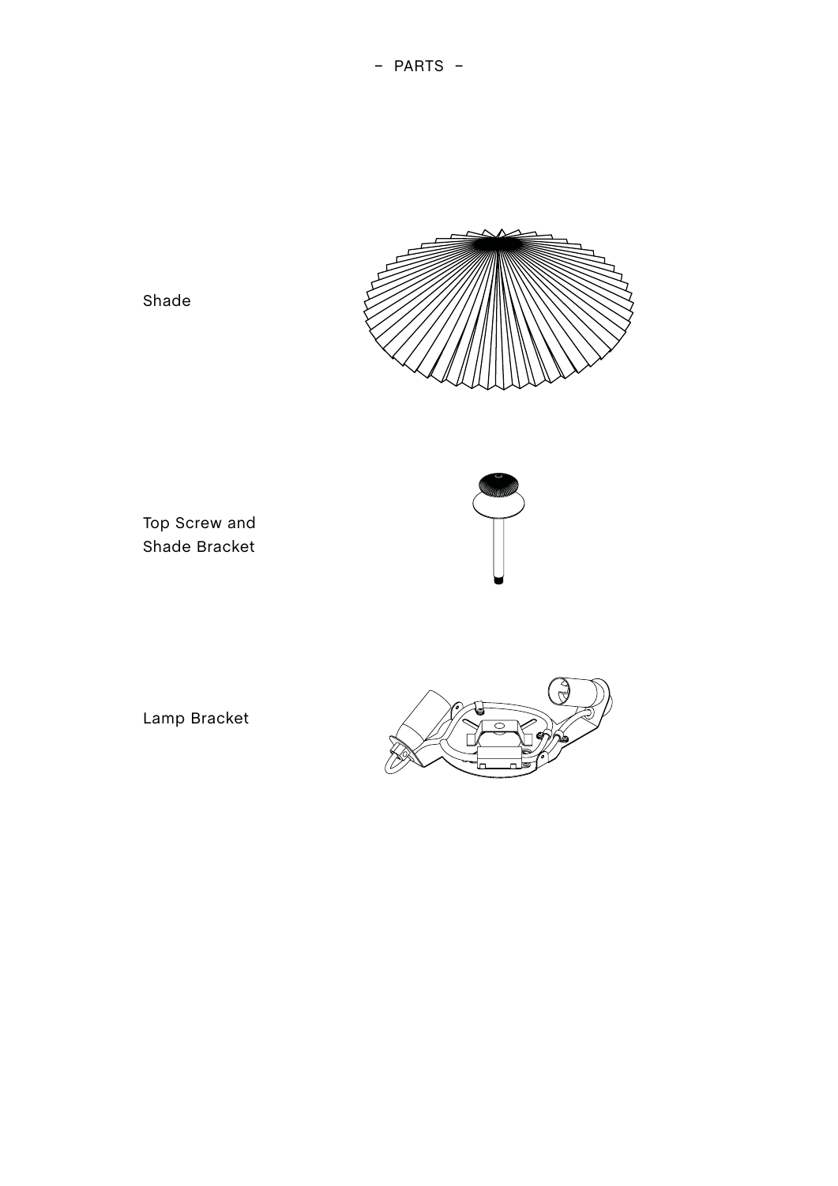# – PARTS –

Shade

Top Screw and
Shade Bracket

Lamp Bracket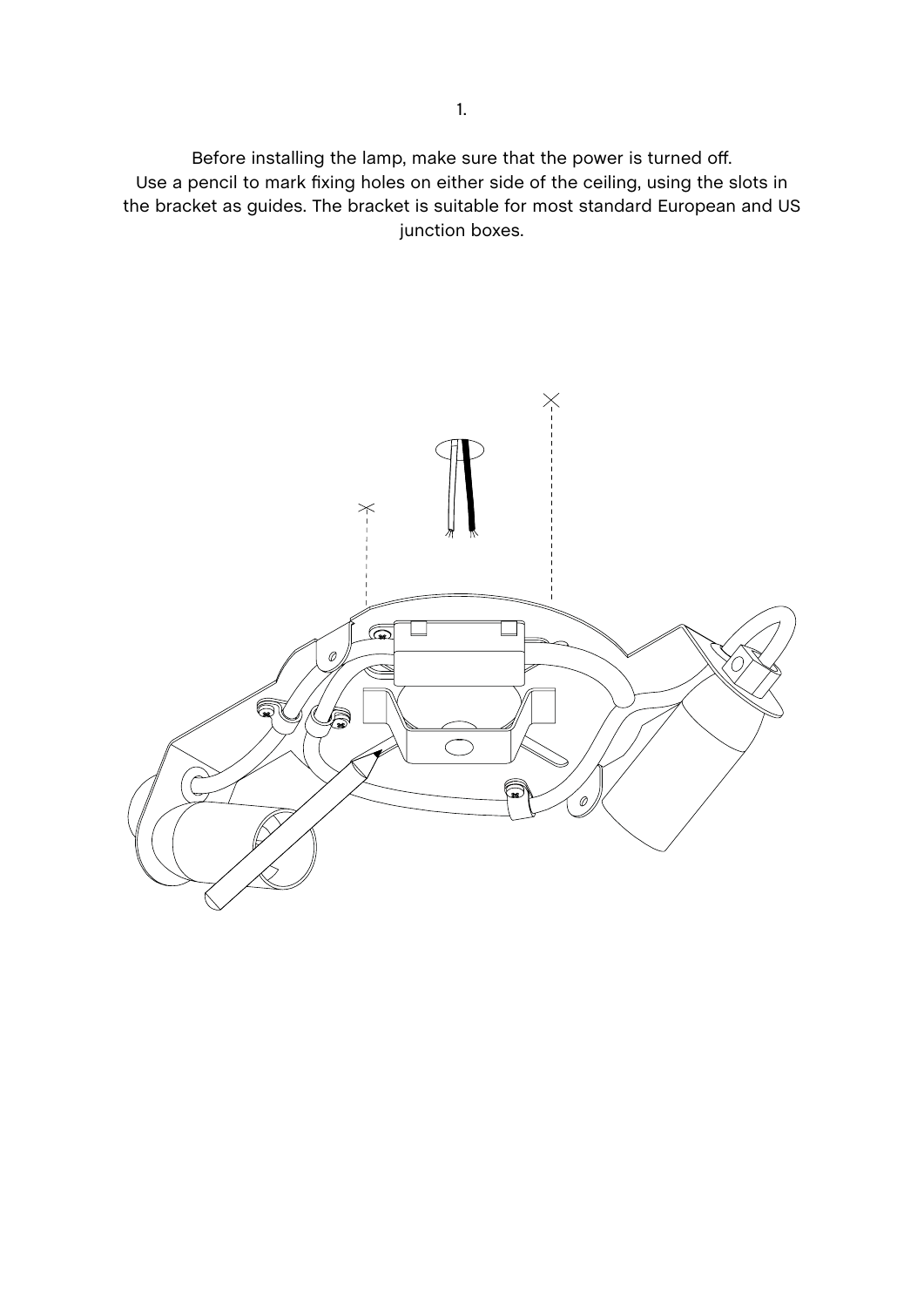1.

Before installing the lamp, make sure that the power is turned off.
Use a pencil to mark fixing holes on either side of the ceiling, using the slots in the bracket as guides. The bracket is suitable for most standard European and US junction boxes.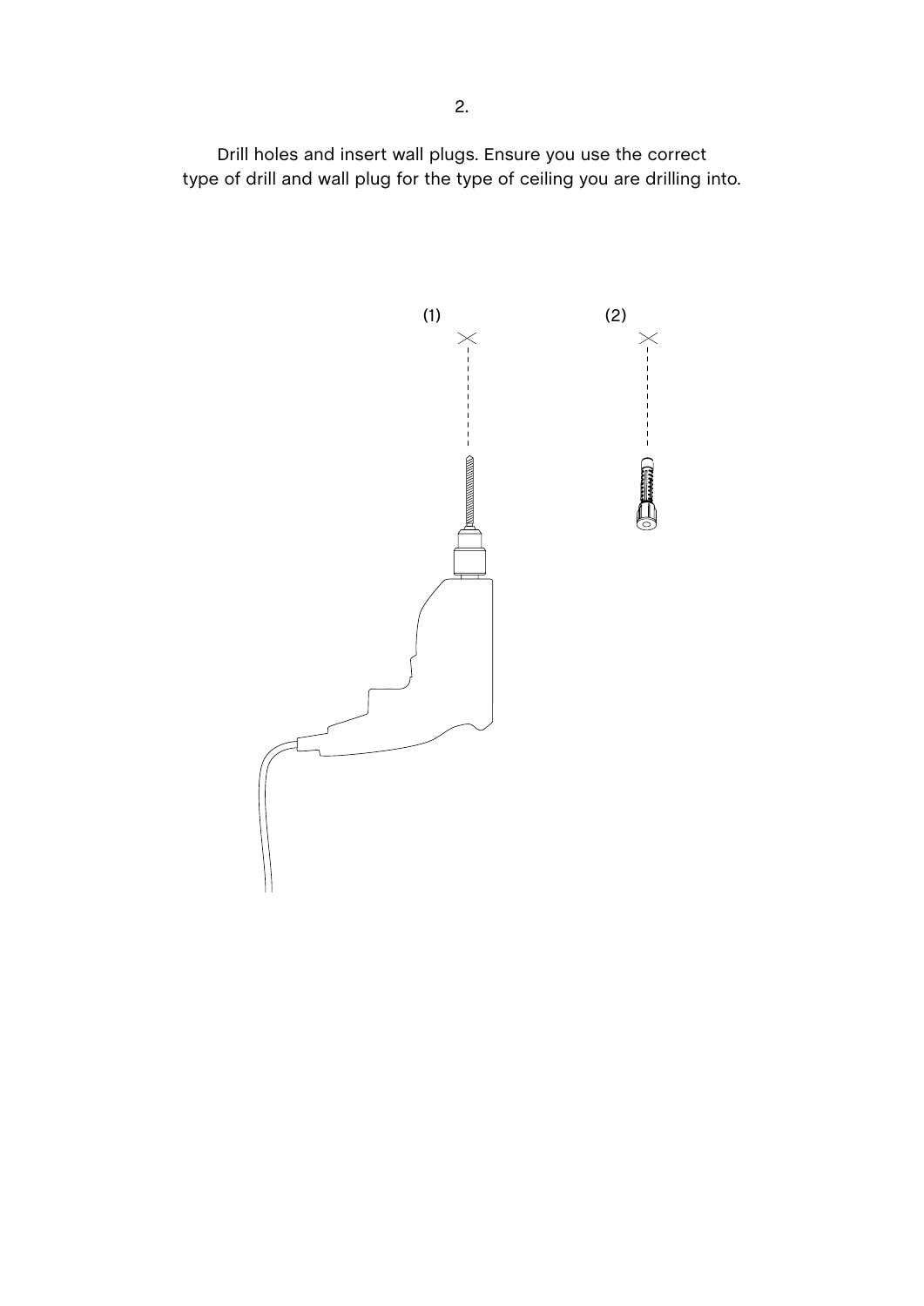2.

Drill holes and insert wall plugs. Ensure you use the correct type of drill and wall plug for the type of ceiling you are drilling into.

(1)

(2)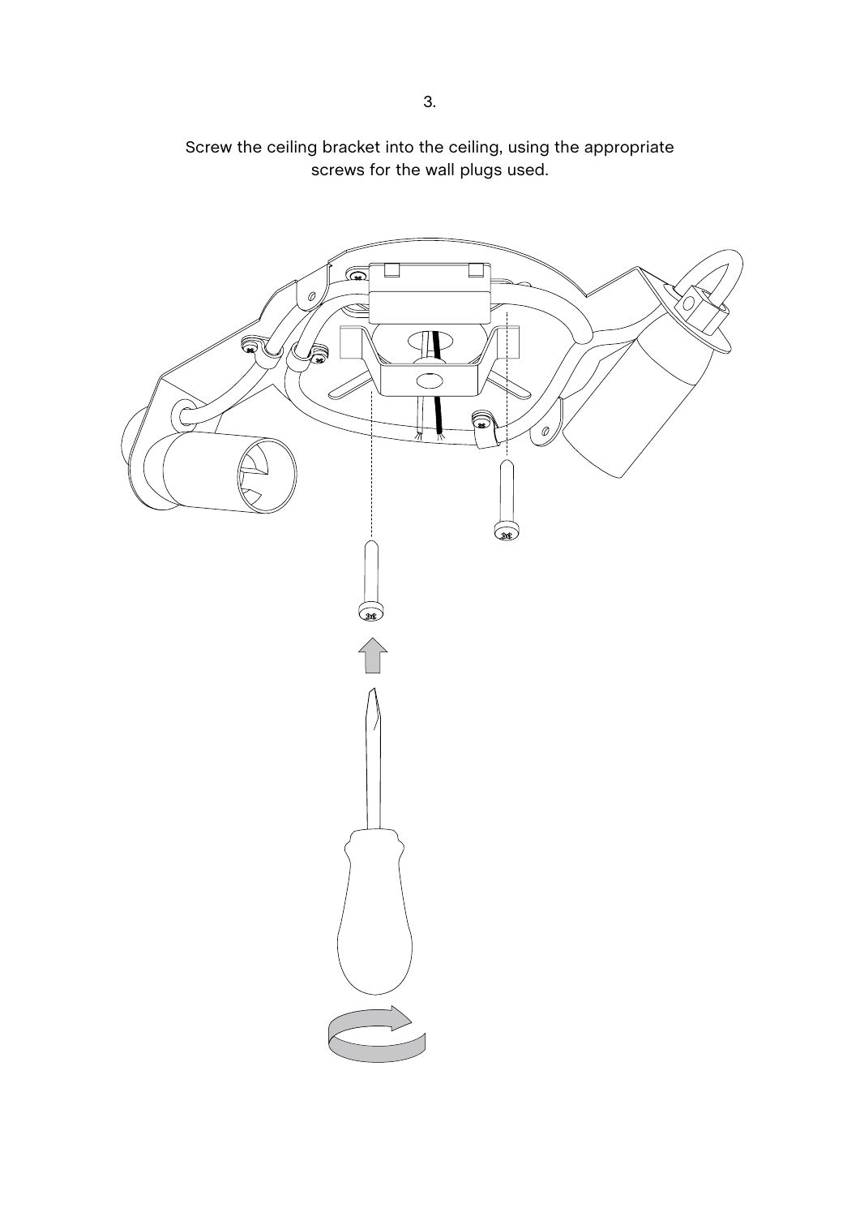3.

Screw the ceiling bracket into the ceiling, using the appropriate screws for the wall plugs used.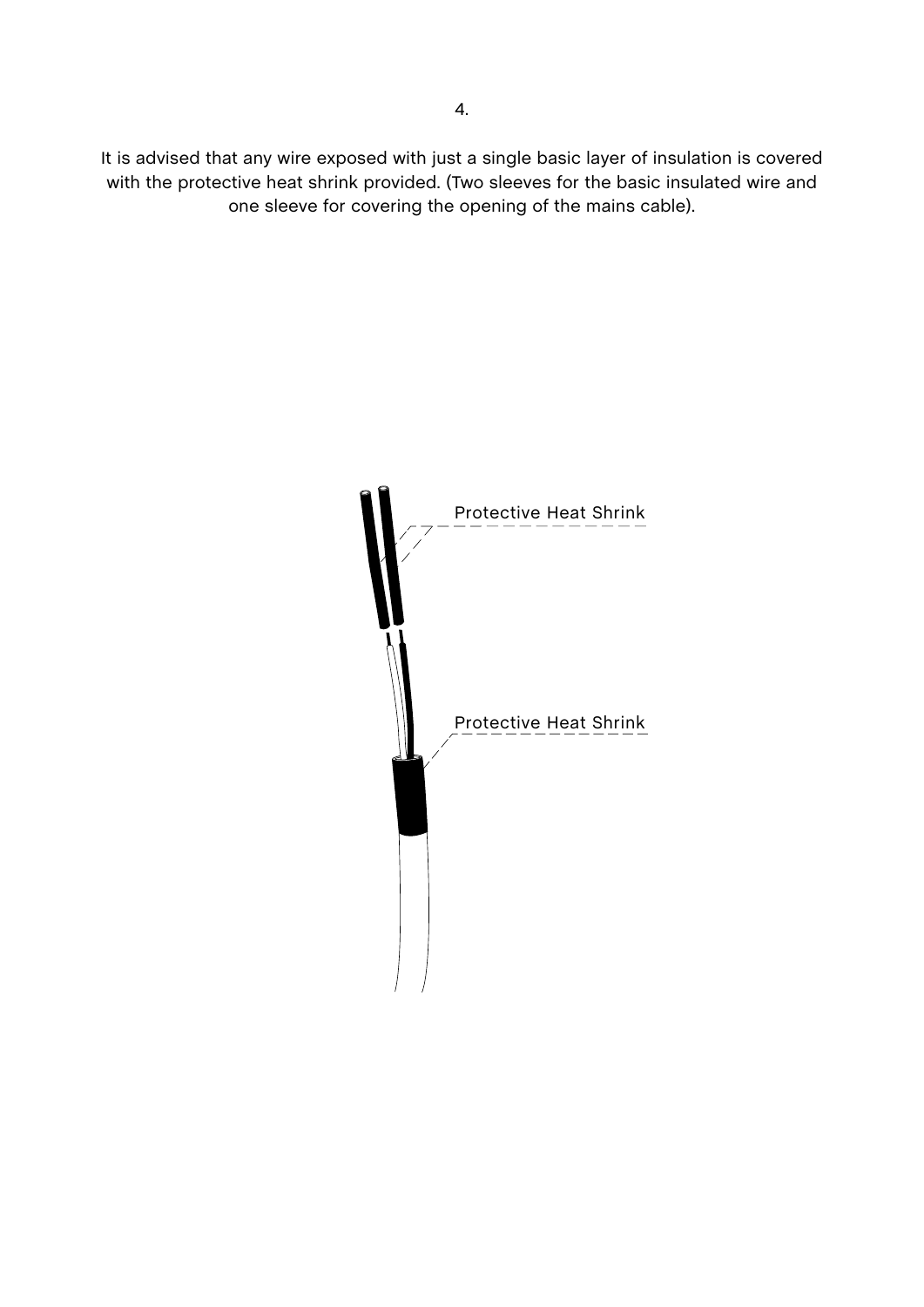4.

It is advised that any wire exposed with just a single basic layer of insulation is covered with the protective heat shrink provided. (Two sleeves for the basic insulated wire and one sleeve for covering the opening of the mains cable).

Protective Heat Shrink

Protective Heat Shrink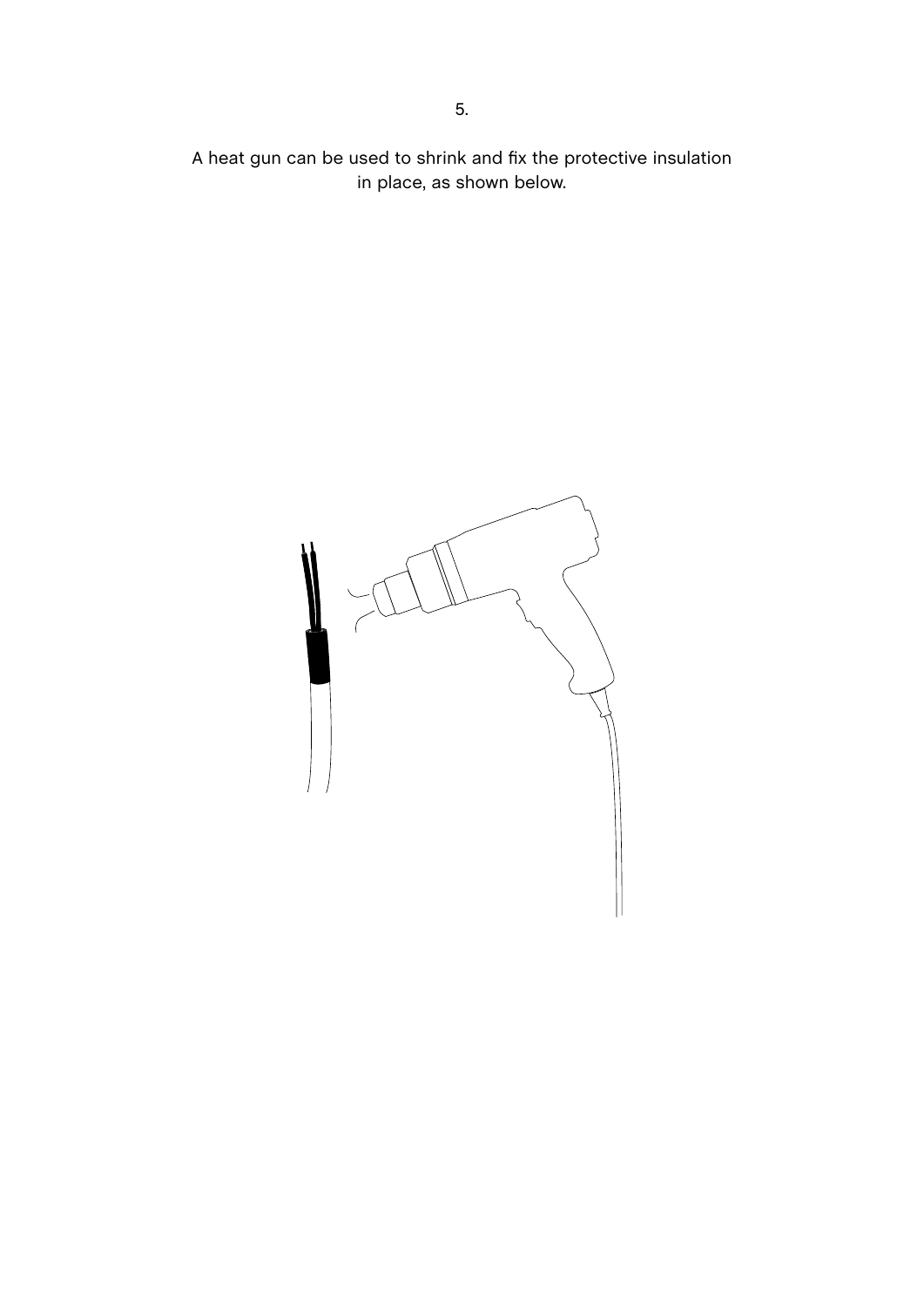5.

A heat gun can be used to shrink and fix the protective insulation in place, as shown below.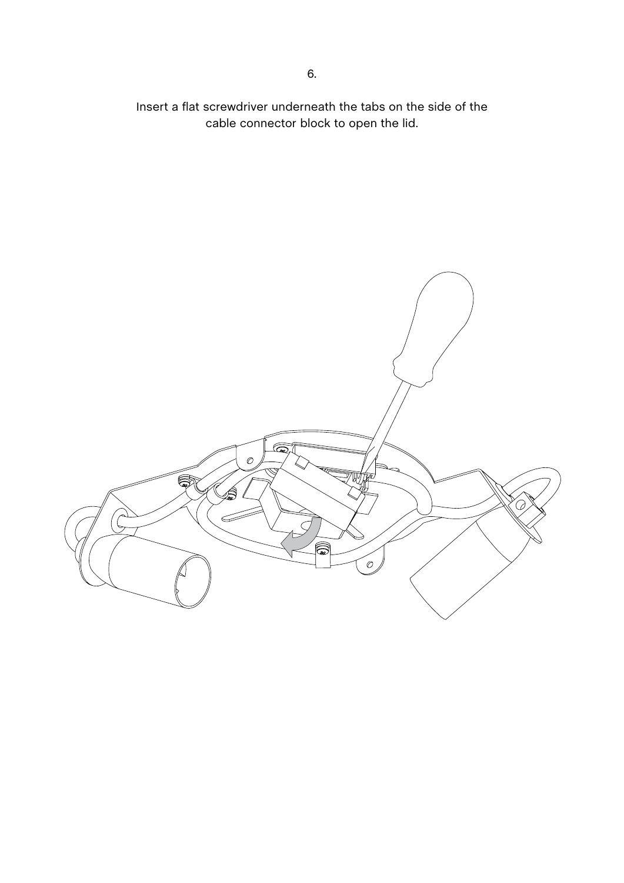6.

Insert a flat screwdriver underneath the tabs on the side of the cable connector block to open the lid.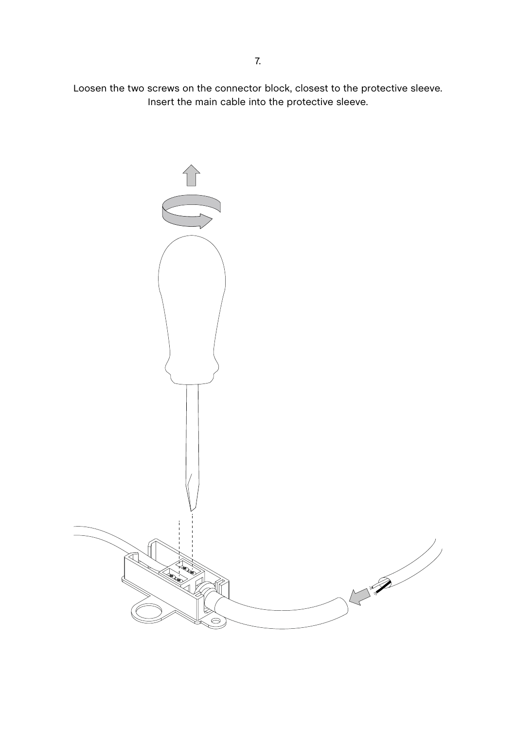7.

Loosen the two screws on the connector block, closest to the protective sleeve.
Insert the main cable into the protective sleeve.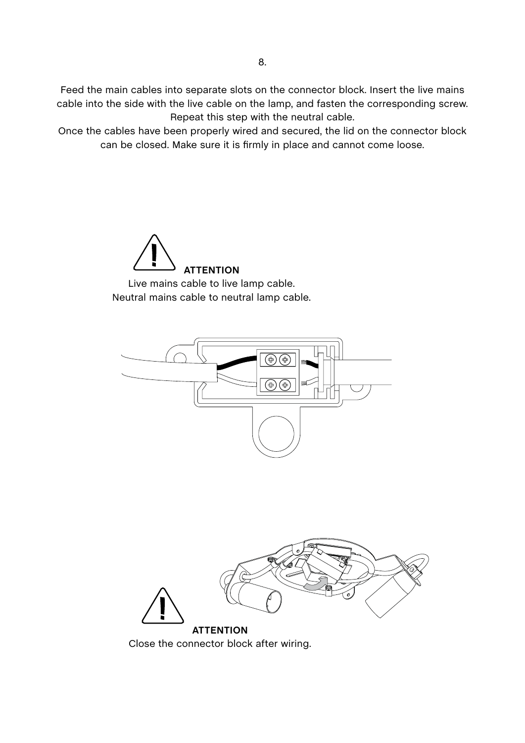## 8.

Feed the main cables into separate slots on the connector block. Insert the live mains cable into the side with the live cable on the lamp, and fasten the corresponding screw. Repeat this step with the neutral cable.

Once the cables have been properly wired and secured, the lid on the connector block can be closed. Make sure it is firmly in place and cannot come loose.

**ATTENTION**

Live mains cable to live lamp cable.
Neutral mains cable to neutral lamp cable.

**ATTENTION**

Close the connector block after wiring.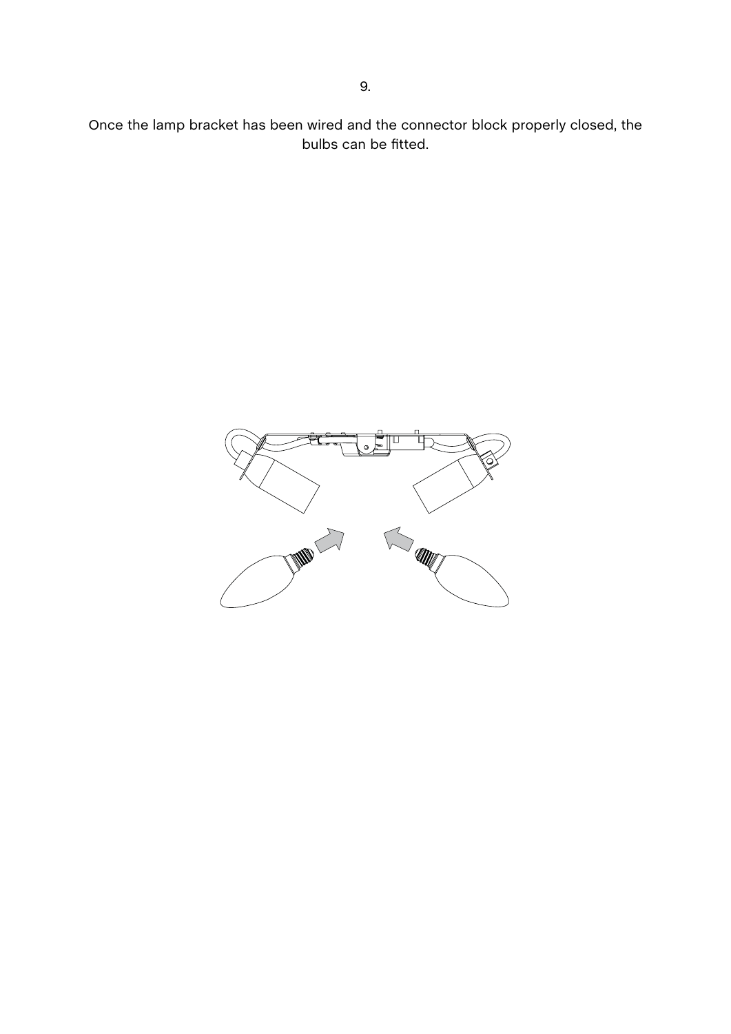9.

Once the lamp bracket has been wired and the connector block properly closed, the bulbs can be fitted.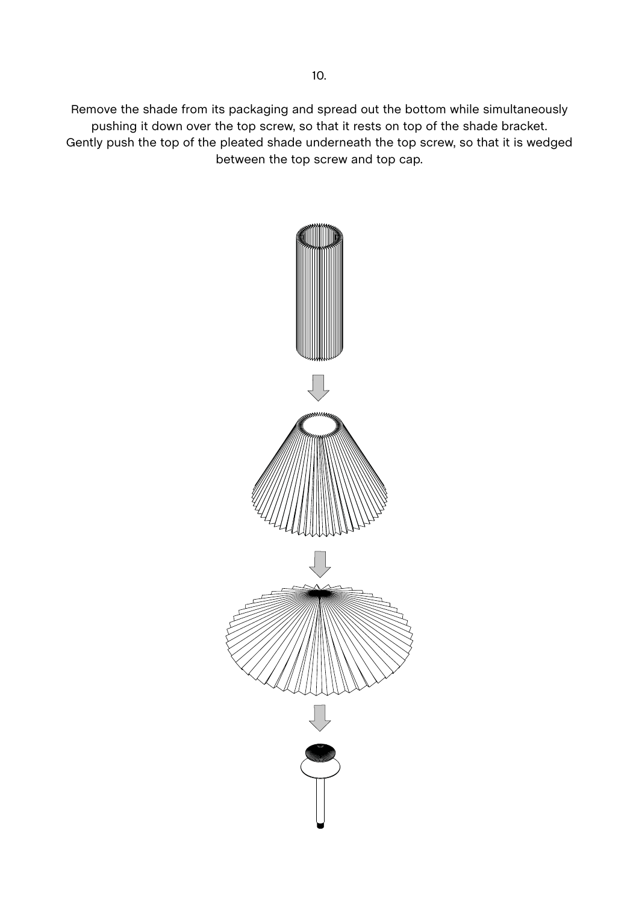10.

Remove the shade from its packaging and spread out the bottom while simultaneously pushing it down over the top screw, so that it rests on top of the shade bracket. Gently push the top of the pleated shade underneath the top screw, so that it is wedged between the top screw and top cap.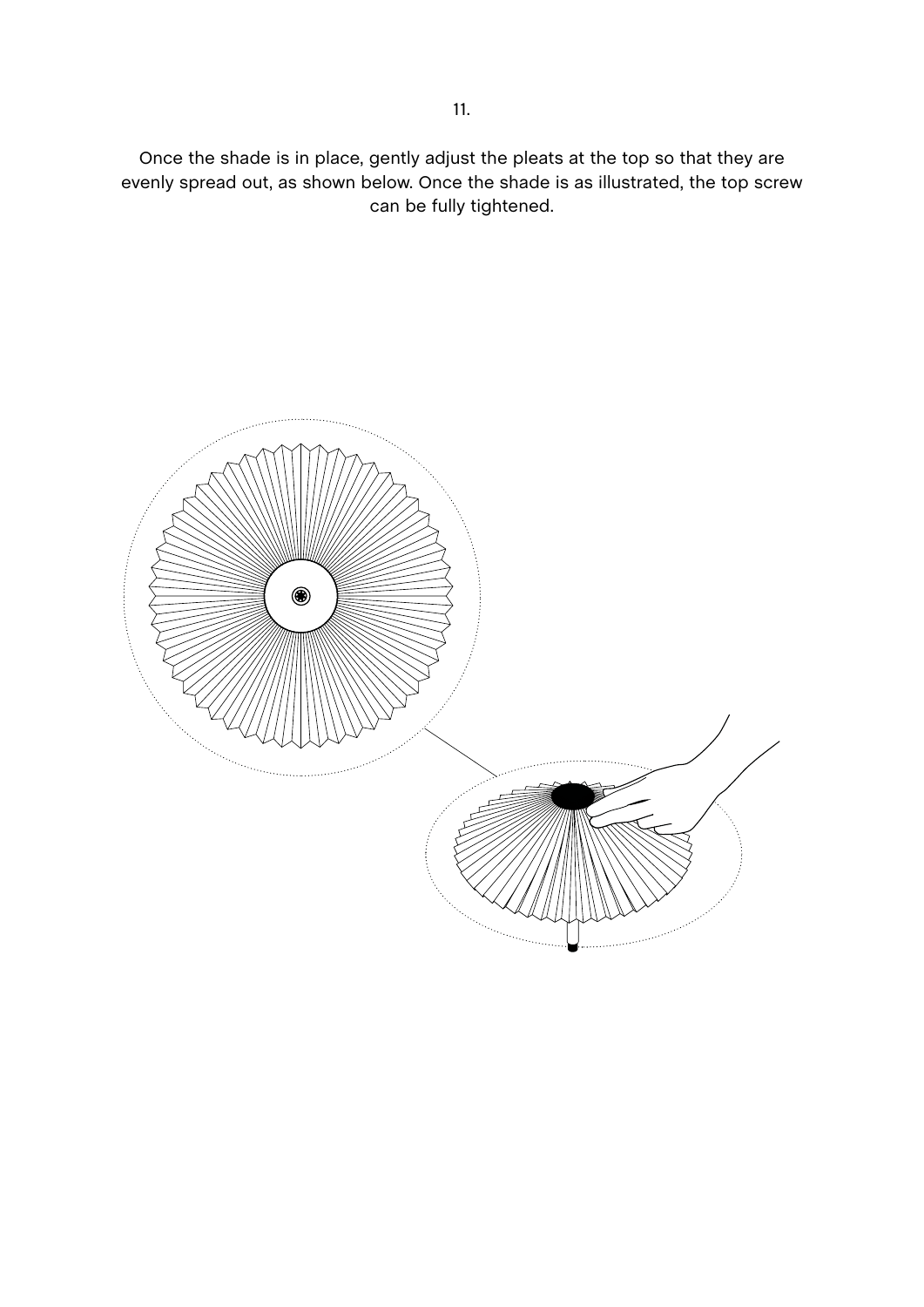11.

Once the shade is in place, gently adjust the pleats at the top so that they are evenly spread out, as shown below. Once the shade is as illustrated, the top screw can be fully tightened.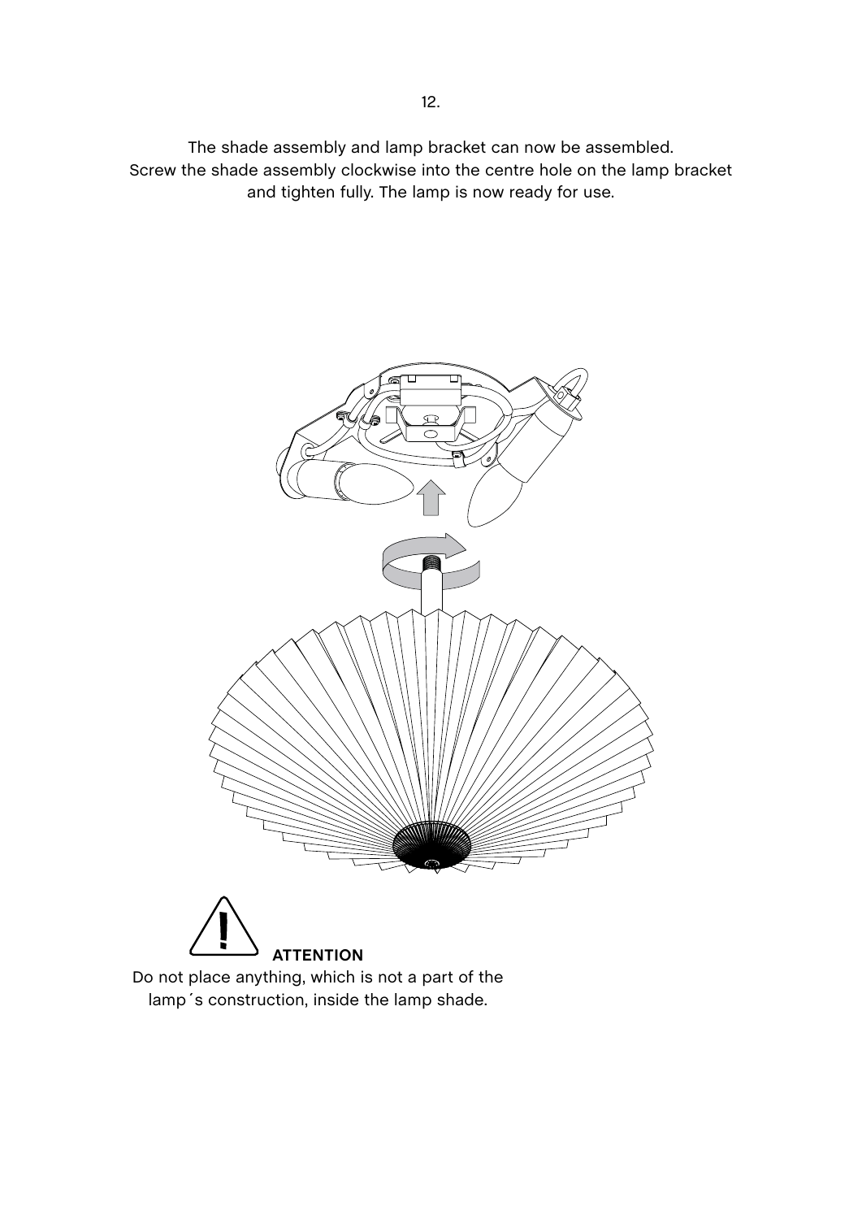12.

The shade assembly and lamp bracket can now be assembled.
Screw the shade assembly clockwise into the centre hole on the lamp bracket and tighten fully. The lamp is now ready for use.

**ATTENTION**

Do not place anything, which is not a part of the lamp´s construction, inside the lamp shade.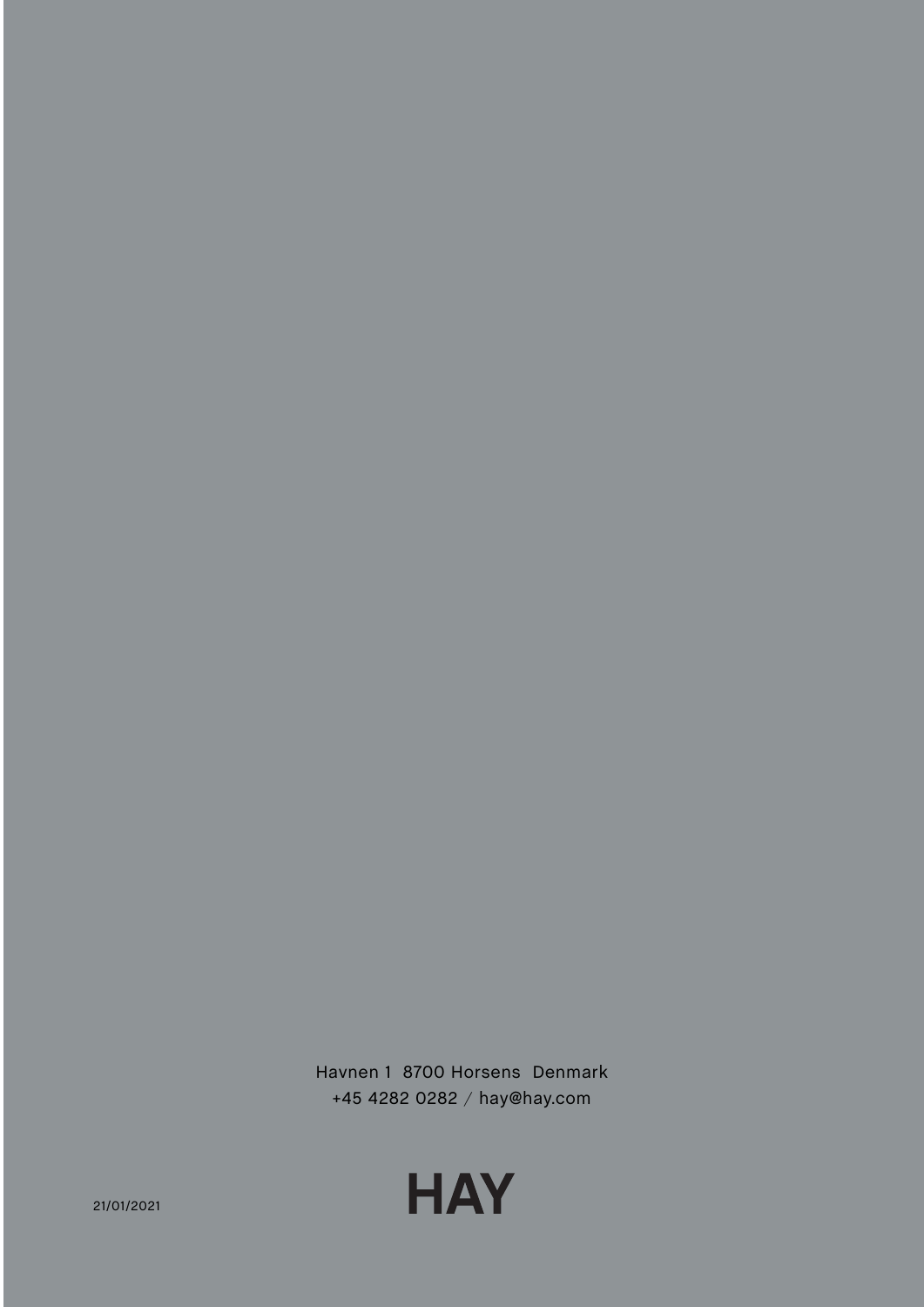Havnen 1 8700 Horsens Denmark
+45 4282 0282 / hay@hay.com

21/01/2021

**HAY**